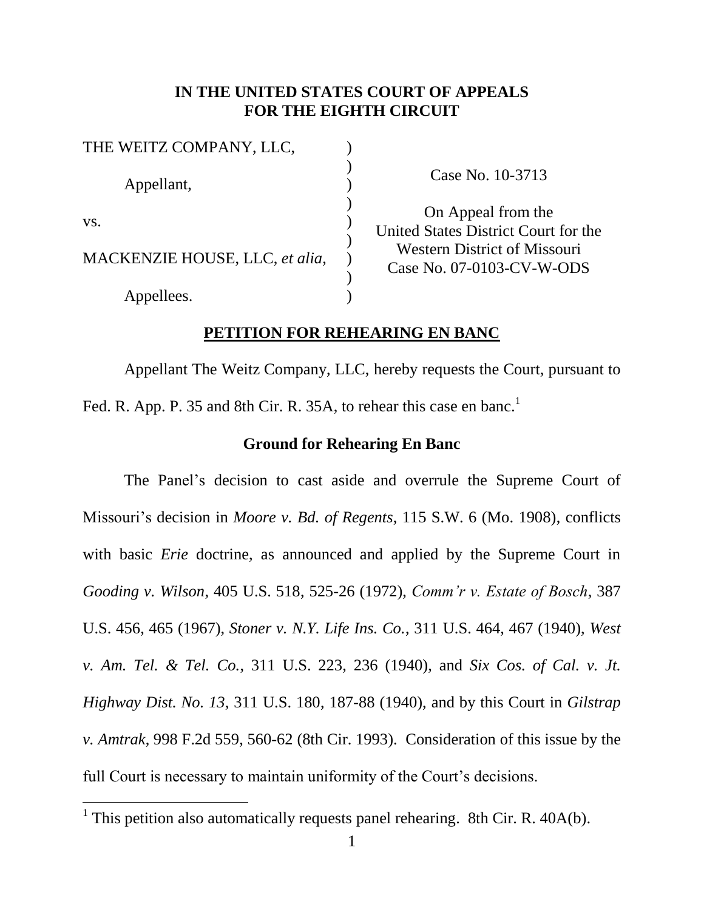# IN THE UNITED STATES COURT OF APPEALS FOR THE EIGHTH CIRCUIT

| | |
|---|---|
| THE WEITZ COMPANY, LLC,<br><br>Appellant,<br><br>vs.<br><br>MACKENZIE HOUSE, LLC, *et alia*,<br><br>Appellees. | Case No. 10-3713<br><br>On Appeal from the United States District Court for the Western District of Missouri<br>Case No. 07-0103-CV-W-ODS |

## PETITION FOR REHEARING EN BANC

Appellant The Weitz Company, LLC, hereby requests the Court, pursuant to Fed. R. App. P. 35 and 8th Cir. R. 35A, to rehear this case en banc.[1]

### Ground for Rehearing En Banc

The Panel's decision to cast aside and overrule the Supreme Court of Missouri's decision in *Moore v. Bd. of Regents*, 115 S.W. 6 (Mo. 1908), conflicts with basic *Erie* doctrine, as announced and applied by the Supreme Court in *Gooding v. Wilson*, 405 U.S. 518, 525-26 (1972), *Comm'r v. Estate of Bosch*, 387 U.S. 456, 465 (1967), *Stoner v. N.Y. Life Ins. Co.*, 311 U.S. 464, 467 (1940), *West v. Am. Tel. & Tel. Co.*, 311 U.S. 223, 236 (1940), and *Six Cos. of Cal. v. Jt. Highway Dist. No. 13*, 311 U.S. 180, 187-88 (1940), and by this Court in *Gilstrap v. Amtrak*, 998 F.2d 559, 560-62 (8th Cir. 1993). Consideration of this issue by the full Court is necessary to maintain uniformity of the Court's decisions.

[1] This petition also automatically requests panel rehearing. 8th Cir. R. 40A(b).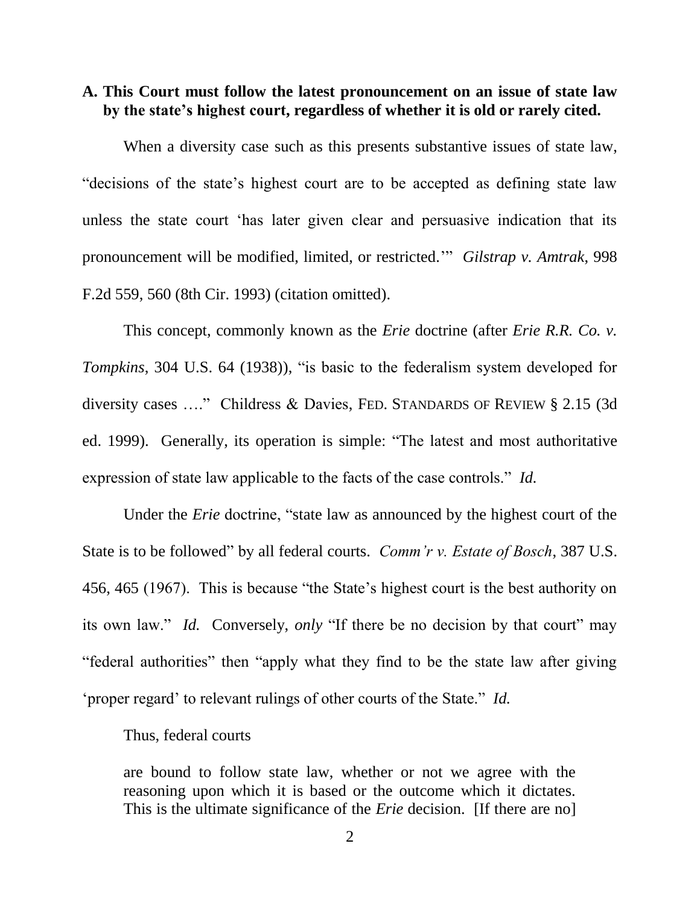### A. This Court must follow the latest pronouncement on an issue of state law by the state's highest court, regardless of whether it is old or rarely cited.

When a diversity case such as this presents substantive issues of state law, "decisions of the state's highest court are to be accepted as defining state law unless the state court 'has later given clear and persuasive indication that its pronouncement will be modified, limited, or restricted.'" *Gilstrap v. Amtrak,* 998 F.2d 559, 560 (8th Cir. 1993) (citation omitted).

This concept, commonly known as the *Erie* doctrine (after *Erie R.R. Co. v. Tompkins,* 304 U.S. 64 (1938)), "is basic to the federalism system developed for diversity cases …." Childress & Davies, FED. STANDARDS OF REVIEW § 2.15 (3d ed. 1999). Generally, its operation is simple: "The latest and most authoritative expression of state law applicable to the facts of the case controls." *Id.*

Under the *Erie* doctrine, "state law as announced by the highest court of the State is to be followed" by all federal courts. *Comm'r v. Estate of Bosch*, 387 U.S. 456, 465 (1967). This is because "the State's highest court is the best authority on its own law." *Id.* Conversely, *only* "If there be no decision by that court" may "federal authorities" then "apply what they find to be the state law after giving 'proper regard' to relevant rulings of other courts of the State." *Id.*

Thus, federal courts

> are bound to follow state law, whether or not we agree with the reasoning upon which it is based or the outcome which it dictates. This is the ultimate significance of the *Erie* decision. [If there are no]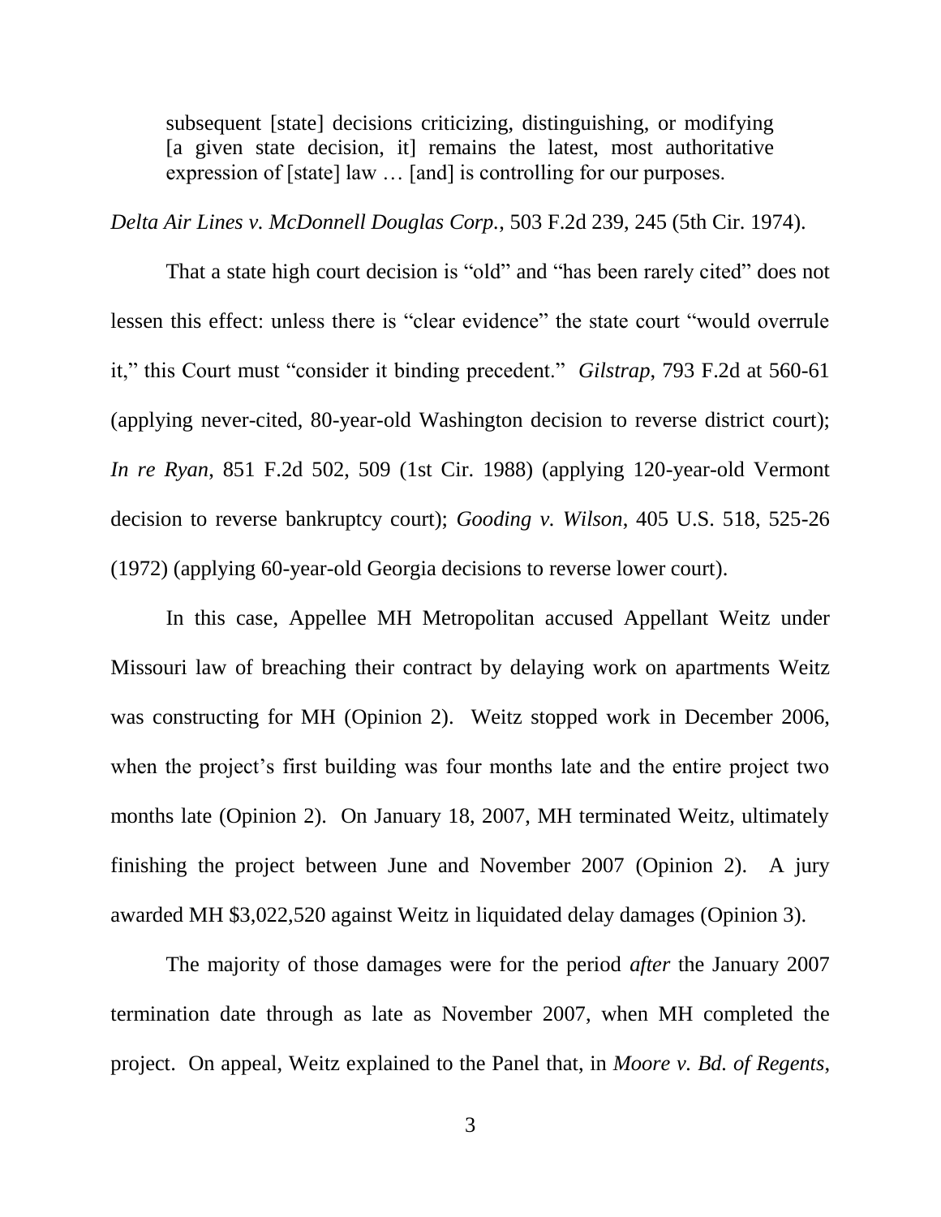> subsequent [state] decisions criticizing, distinguishing, or modifying [a given state decision, it] remains the latest, most authoritative expression of [state] law … [and] is controlling for our purposes.

*Delta Air Lines v. McDonnell Douglas Corp.*, 503 F.2d 239, 245 (5th Cir. 1974).

That a state high court decision is "old" and "has been rarely cited" does not lessen this effect: unless there is "clear evidence" the state court "would overrule it," this Court must "consider it binding precedent." *Gilstrap*, 793 F.2d at 560-61 (applying never-cited, 80-year-old Washington decision to reverse district court); *In re Ryan*, 851 F.2d 502, 509 (1st Cir. 1988) (applying 120-year-old Vermont decision to reverse bankruptcy court); *Gooding v. Wilson*, 405 U.S. 518, 525-26 (1972) (applying 60-year-old Georgia decisions to reverse lower court).

In this case, Appellee MH Metropolitan accused Appellant Weitz under Missouri law of breaching their contract by delaying work on apartments Weitz was constructing for MH (Opinion 2). Weitz stopped work in December 2006, when the project's first building was four months late and the entire project two months late (Opinion 2). On January 18, 2007, MH terminated Weitz, ultimately finishing the project between June and November 2007 (Opinion 2). A jury awarded MH $3,022,520 against Weitz in liquidated delay damages (Opinion 3).

The majority of those damages were for the period *after* the January 2007 termination date through as late as November 2007, when MH completed the project. On appeal, Weitz explained to the Panel that, in *Moore v. Bd. of Regents*,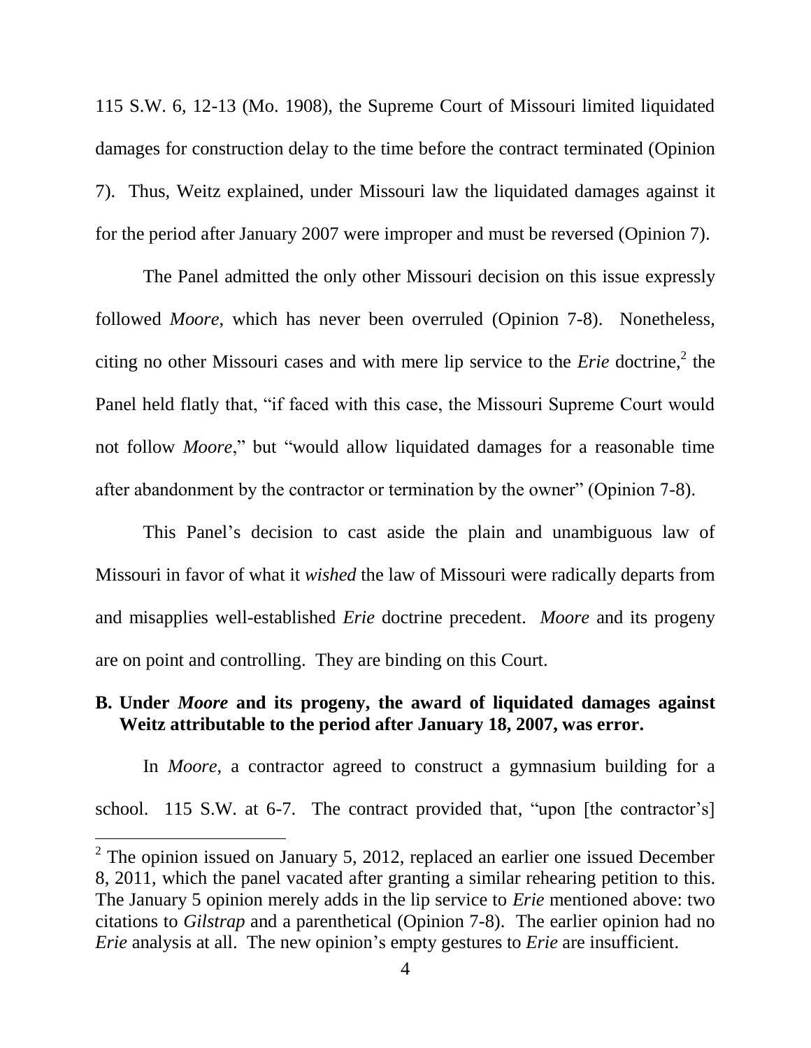115 S.W. 6, 12-13 (Mo. 1908), the Supreme Court of Missouri limited liquidated damages for construction delay to the time before the contract terminated (Opinion 7). Thus, Weitz explained, under Missouri law the liquidated damages against it for the period after January 2007 were improper and must be reversed (Opinion 7).

The Panel admitted the only other Missouri decision on this issue expressly followed *Moore*, which has never been overruled (Opinion 7-8). Nonetheless, citing no other Missouri cases and with mere lip service to the *Erie* doctrine,[2] the Panel held flatly that, "if faced with this case, the Missouri Supreme Court would not follow *Moore*," but "would allow liquidated damages for a reasonable time after abandonment by the contractor or termination by the owner" (Opinion 7-8).

This Panel's decision to cast aside the plain and unambiguous law of Missouri in favor of what it *wished* the law of Missouri were radically departs from and misapplies well-established *Erie* doctrine precedent. *Moore* and its progeny are on point and controlling. They are binding on this Court.

**B. Under *Moore* and its progeny, the award of liquidated damages against Weitz attributable to the period after January 18, 2007, was error.**

In *Moore*, a contractor agreed to construct a gymnasium building for a school. 115 S.W. at 6-7. The contract provided that, "upon [the contractor's]

[2] The opinion issued on January 5, 2012, replaced an earlier one issued December 8, 2011, which the panel vacated after granting a similar rehearing petition to this. The January 5 opinion merely adds in the lip service to *Erie* mentioned above: two citations to *Gilstrap* and a parenthetical (Opinion 7-8). The earlier opinion had no *Erie* analysis at all. The new opinion's empty gestures to *Erie* are insufficient.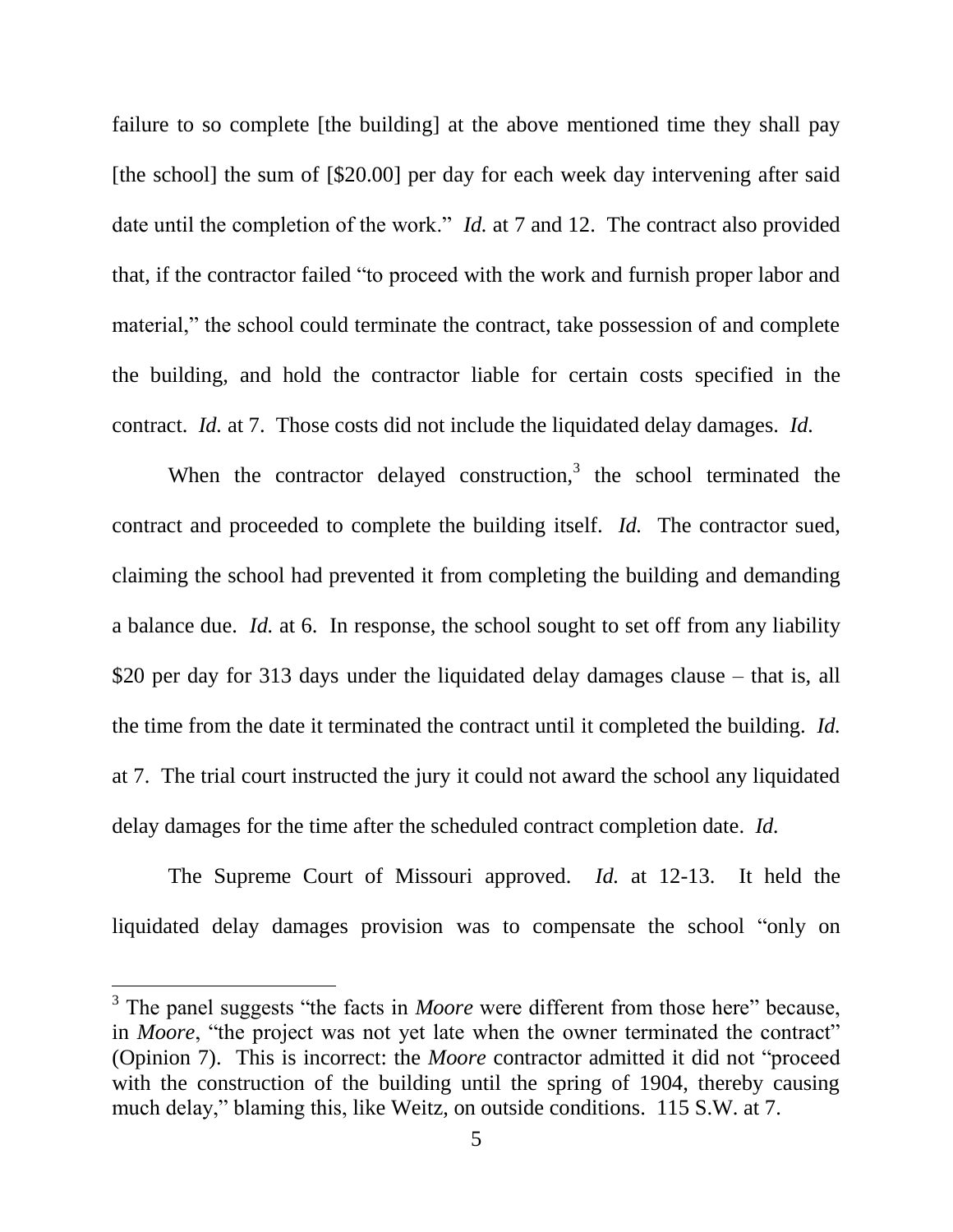failure to so complete [the building] at the above mentioned time they shall pay [the school] the sum of [$20.00] per day for each week day intervening after said date until the completion of the work." *Id.* at 7 and 12. The contract also provided that, if the contractor failed "to proceed with the work and furnish proper labor and material," the school could terminate the contract, take possession of and complete the building, and hold the contractor liable for certain costs specified in the contract. *Id.* at 7. Those costs did not include the liquidated delay damages. *Id.*

When the contractor delayed construction,[3] the school terminated the contract and proceeded to complete the building itself. *Id.* The contractor sued, claiming the school had prevented it from completing the building and demanding a balance due. *Id.* at 6. In response, the school sought to set off from any liability $20 per day for 313 days under the liquidated delay damages clause – that is, all the time from the date it terminated the contract until it completed the building. *Id.* at 7. The trial court instructed the jury it could not award the school any liquidated delay damages for the time after the scheduled contract completion date. *Id.*

The Supreme Court of Missouri approved. *Id.* at 12-13. It held the liquidated delay damages provision was to compensate the school "only on

---

[3] The panel suggests "the facts in *Moore* were different from those here" because, in *Moore*, "the project was not yet late when the owner terminated the contract" (Opinion 7). This is incorrect: the *Moore* contractor admitted it did not "proceed with the construction of the building until the spring of 1904, thereby causing much delay," blaming this, like Weitz, on outside conditions. 115 S.W. at 7.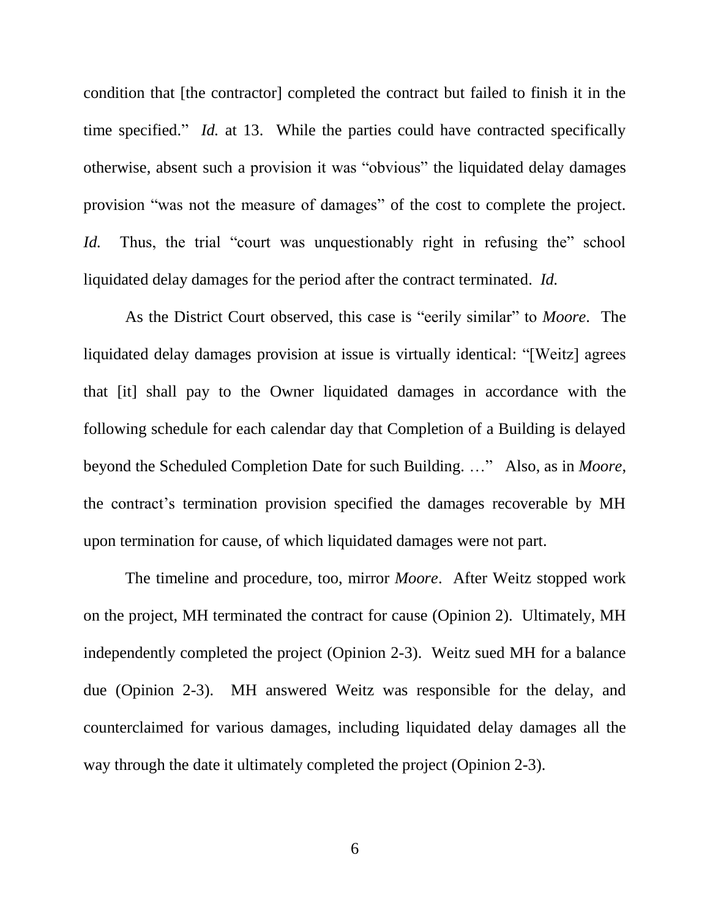condition that [the contractor] completed the contract but failed to finish it in the time specified." *Id.* at 13. While the parties could have contracted specifically otherwise, absent such a provision it was "obvious" the liquidated delay damages provision "was not the measure of damages" of the cost to complete the project. *Id.* Thus, the trial "court was unquestionably right in refusing the" school liquidated delay damages for the period after the contract terminated. *Id.*

As the District Court observed, this case is "eerily similar" to *Moore*. The liquidated delay damages provision at issue is virtually identical: "[Weitz] agrees that [it] shall pay to the Owner liquidated damages in accordance with the following schedule for each calendar day that Completion of a Building is delayed beyond the Scheduled Completion Date for such Building. …" Also, as in *Moore*, the contract's termination provision specified the damages recoverable by MH upon termination for cause, of which liquidated damages were not part.

The timeline and procedure, too, mirror *Moore*. After Weitz stopped work on the project, MH terminated the contract for cause (Opinion 2). Ultimately, MH independently completed the project (Opinion 2-3). Weitz sued MH for a balance due (Opinion 2-3). MH answered Weitz was responsible for the delay, and counterclaimed for various damages, including liquidated delay damages all the way through the date it ultimately completed the project (Opinion 2-3).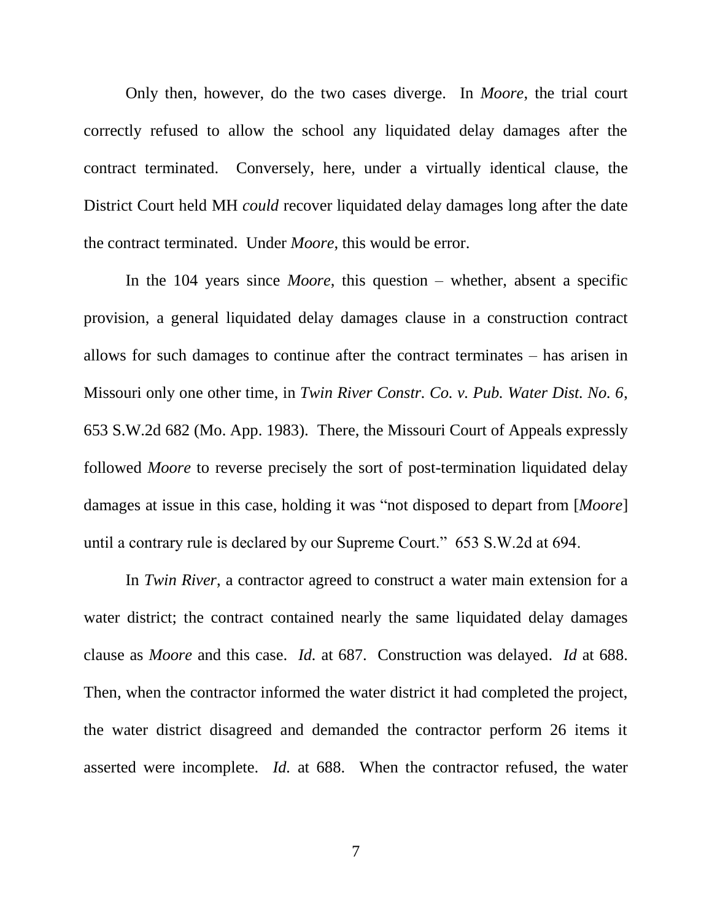Only then, however, do the two cases diverge. In *Moore*, the trial court correctly refused to allow the school any liquidated delay damages after the contract terminated. Conversely, here, under a virtually identical clause, the District Court held MH *could* recover liquidated delay damages long after the date the contract terminated. Under *Moore*, this would be error.

In the 104 years since *Moore*, this question – whether, absent a specific provision, a general liquidated delay damages clause in a construction contract allows for such damages to continue after the contract terminates – has arisen in Missouri only one other time, in *Twin River Constr. Co. v. Pub. Water Dist. No. 6*, 653 S.W.2d 682 (Mo. App. 1983). There, the Missouri Court of Appeals expressly followed *Moore* to reverse precisely the sort of post-termination liquidated delay damages at issue in this case, holding it was "not disposed to depart from [*Moore*] until a contrary rule is declared by our Supreme Court." 653 S.W.2d at 694.

In *Twin River*, a contractor agreed to construct a water main extension for a water district; the contract contained nearly the same liquidated delay damages clause as *Moore* and this case. *Id.* at 687. Construction was delayed. *Id* at 688. Then, when the contractor informed the water district it had completed the project, the water district disagreed and demanded the contractor perform 26 items it asserted were incomplete. *Id.* at 688. When the contractor refused, the water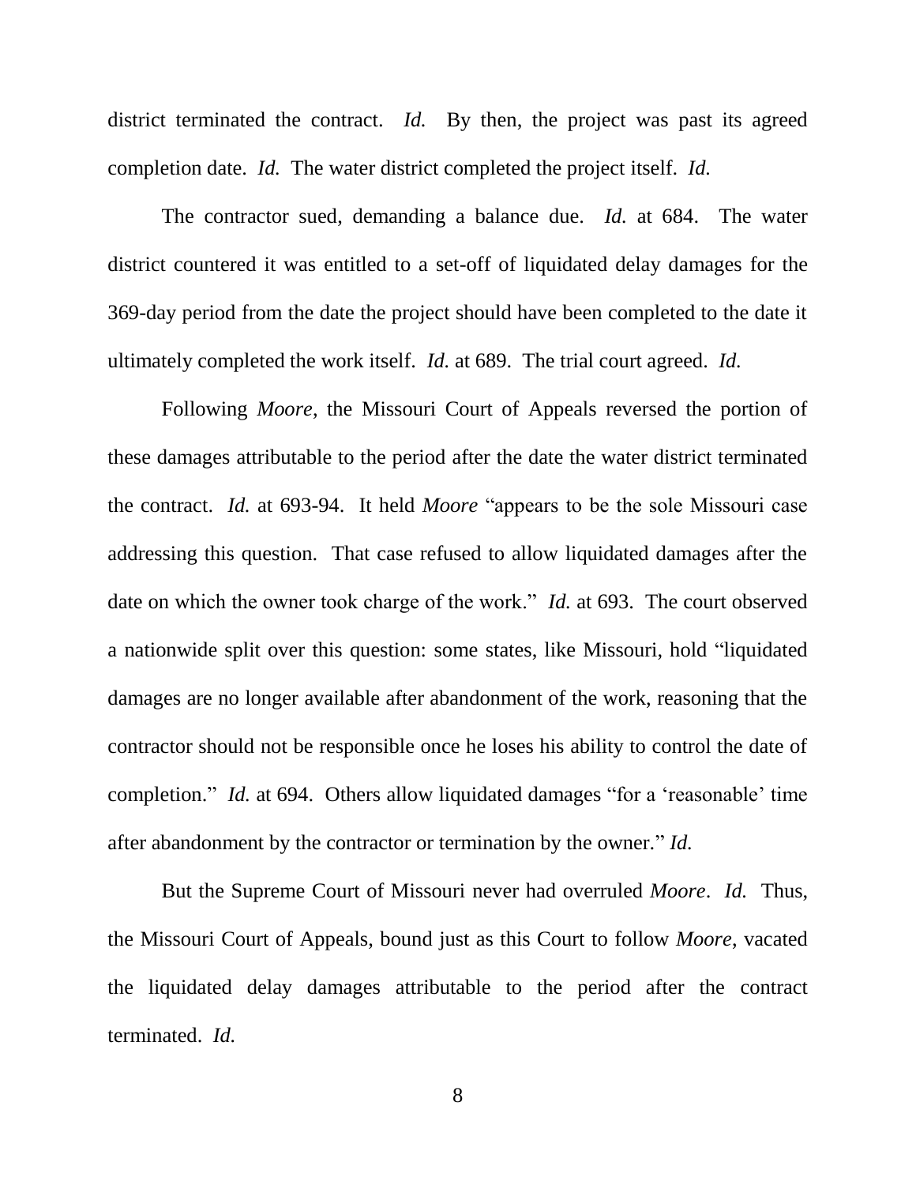district terminated the contract. *Id.* By then, the project was past its agreed completion date. *Id.* The water district completed the project itself. *Id.*

The contractor sued, demanding a balance due. *Id.* at 684. The water district countered it was entitled to a set-off of liquidated delay damages for the 369-day period from the date the project should have been completed to the date it ultimately completed the work itself. *Id.* at 689. The trial court agreed. *Id.*

Following *Moore*, the Missouri Court of Appeals reversed the portion of these damages attributable to the period after the date the water district terminated the contract. *Id.* at 693-94. It held *Moore* "appears to be the sole Missouri case addressing this question. That case refused to allow liquidated damages after the date on which the owner took charge of the work." *Id.* at 693. The court observed a nationwide split over this question: some states, like Missouri, hold "liquidated damages are no longer available after abandonment of the work, reasoning that the contractor should not be responsible once he loses his ability to control the date of completion." *Id.* at 694. Others allow liquidated damages "for a 'reasonable' time after abandonment by the contractor or termination by the owner." *Id.*

But the Supreme Court of Missouri never had overruled *Moore*. *Id.* Thus, the Missouri Court of Appeals, bound just as this Court to follow *Moore*, vacated the liquidated delay damages attributable to the period after the contract terminated. *Id.*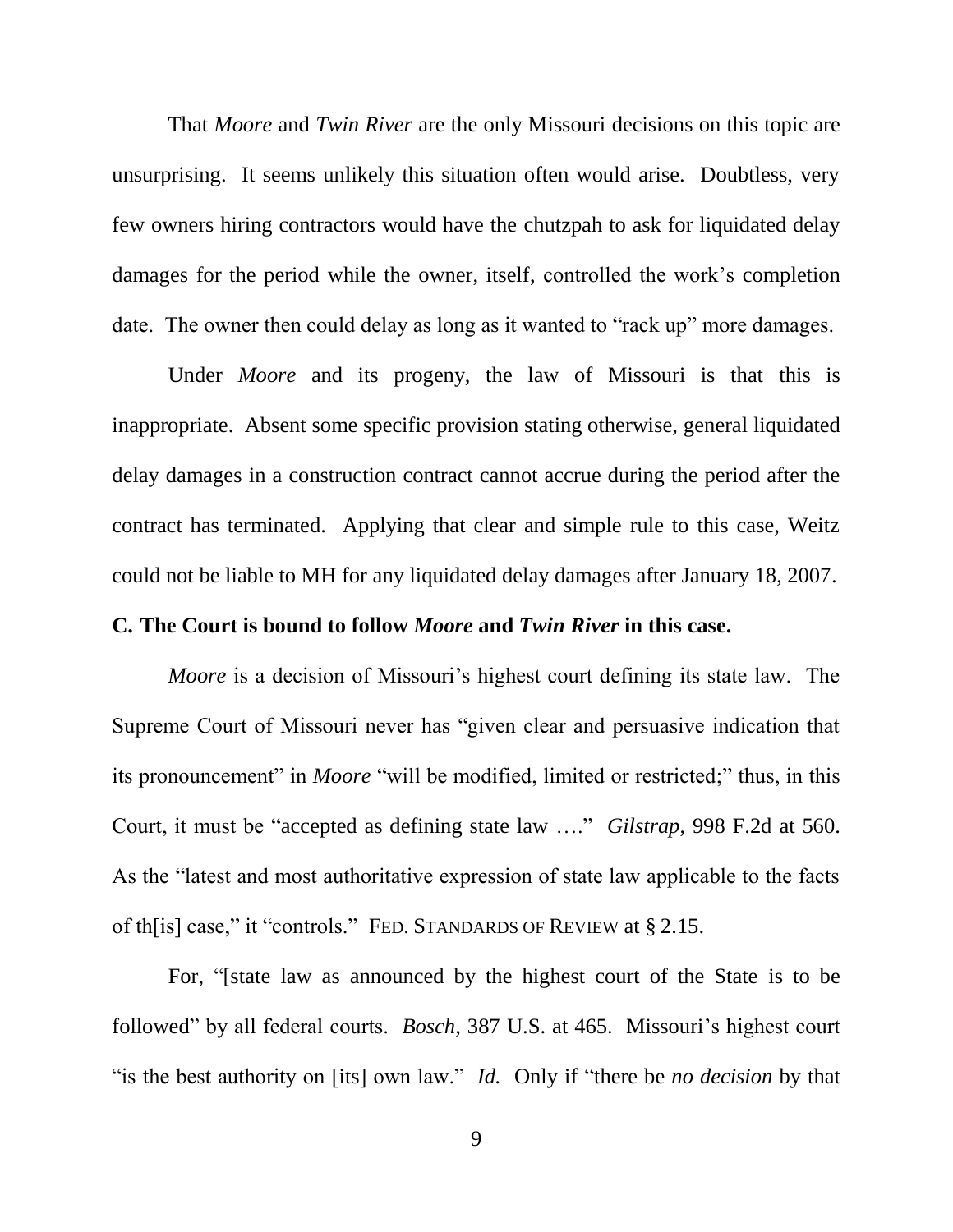That *Moore* and *Twin River* are the only Missouri decisions on this topic are unsurprising. It seems unlikely this situation often would arise. Doubtless, very few owners hiring contractors would have the chutzpah to ask for liquidated delay damages for the period while the owner, itself, controlled the work's completion date. The owner then could delay as long as it wanted to "rack up" more damages.

Under *Moore* and its progeny, the law of Missouri is that this is inappropriate. Absent some specific provision stating otherwise, general liquidated delay damages in a construction contract cannot accrue during the period after the contract has terminated. Applying that clear and simple rule to this case, Weitz could not be liable to MH for any liquidated delay damages after January 18, 2007.

### C. The Court is bound to follow *Moore* and *Twin River* in this case.

*Moore* is a decision of Missouri's highest court defining its state law. The Supreme Court of Missouri never has "given clear and persuasive indication that its pronouncement" in *Moore* "will be modified, limited or restricted;" thus, in this Court, it must be "accepted as defining state law …." *Gilstrap*, 998 F.2d at 560. As the "latest and most authoritative expression of state law applicable to the facts of th[is] case," it "controls." FED. STANDARDS OF REVIEW at § 2.15.

For, "[state law as announced by the highest court of the State is to be followed" by all federal courts. *Bosch*, 387 U.S. at 465. Missouri's highest court "is the best authority on [its] own law." *Id.* Only if "there be *no decision* by that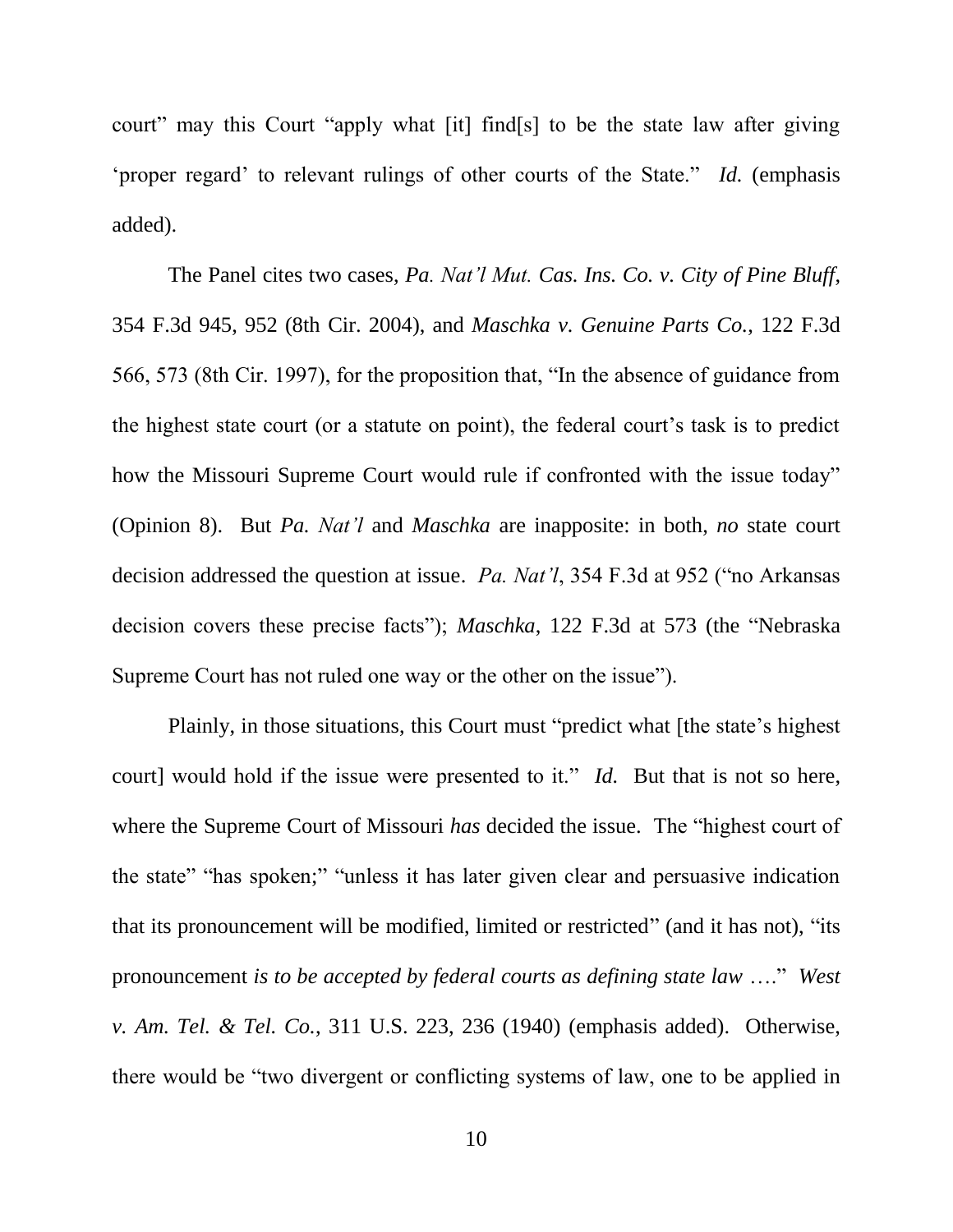court" may this Court "apply what [it] find[s] to be the state law after giving 'proper regard' to relevant rulings of other courts of the State." *Id.* (emphasis added).

The Panel cites two cases, *Pa. Nat'l Mut. Cas. Ins. Co. v. City of Pine Bluff*, 354 F.3d 945, 952 (8th Cir. 2004), and *Maschka v. Genuine Parts Co.*, 122 F.3d 566, 573 (8th Cir. 1997), for the proposition that, "In the absence of guidance from the highest state court (or a statute on point), the federal court's task is to predict how the Missouri Supreme Court would rule if confronted with the issue today" (Opinion 8). But *Pa. Nat'l* and *Maschka* are inapposite: in both, *no* state court decision addressed the question at issue. *Pa. Nat'l*, 354 F.3d at 952 ("no Arkansas decision covers these precise facts"); *Maschka*, 122 F.3d at 573 (the "Nebraska Supreme Court has not ruled one way or the other on the issue").

Plainly, in those situations, this Court must "predict what [the state's highest court] would hold if the issue were presented to it." *Id.* But that is not so here, where the Supreme Court of Missouri *has* decided the issue. The "highest court of the state" "has spoken;" "unless it has later given clear and persuasive indication that its pronouncement will be modified, limited or restricted" (and it has not), "its pronouncement *is to be accepted by federal courts as defining state law* …." *West v. Am. Tel. & Tel. Co.*, 311 U.S. 223, 236 (1940) (emphasis added). Otherwise, there would be "two divergent or conflicting systems of law, one to be applied in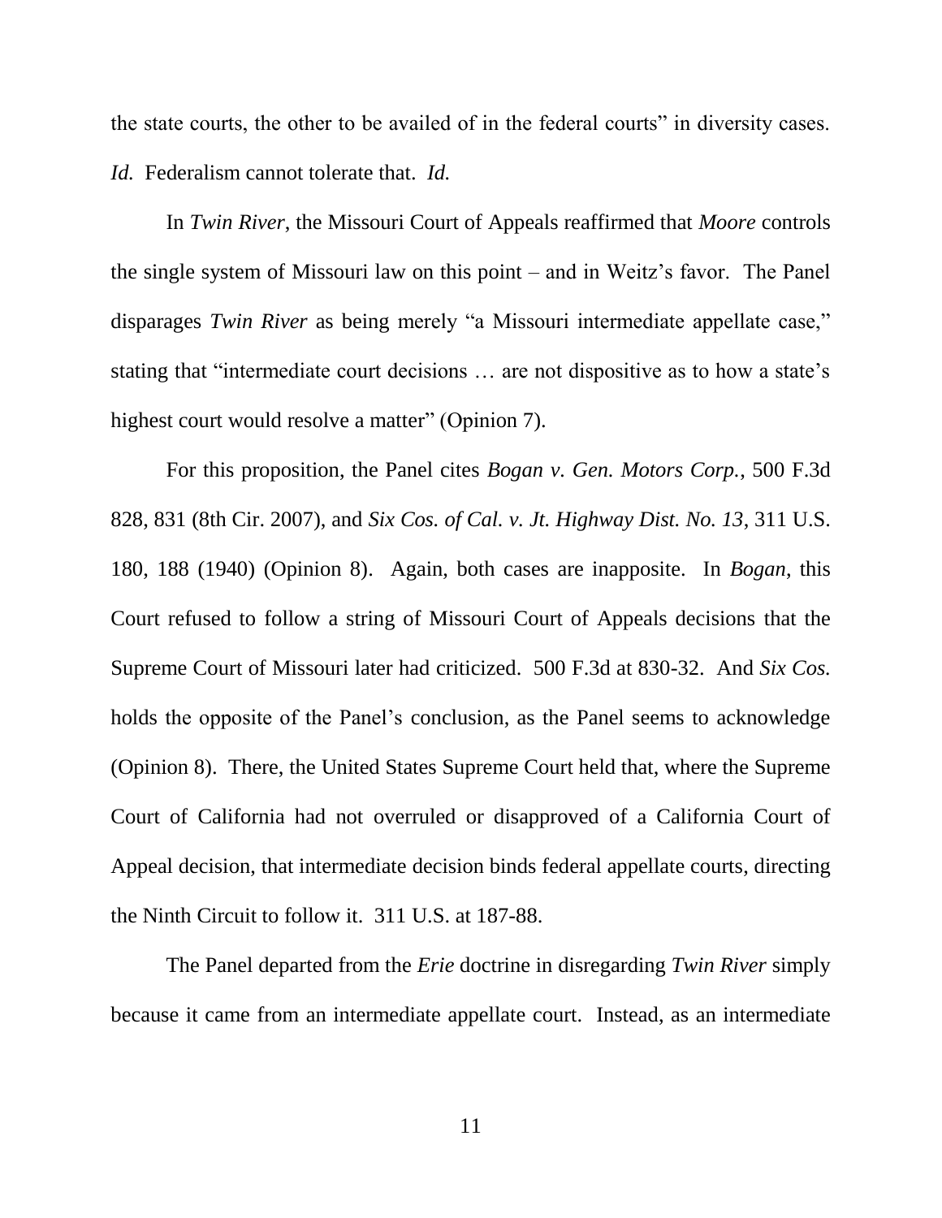the state courts, the other to be availed of in the federal courts" in diversity cases. *Id.* Federalism cannot tolerate that. *Id.*

In *Twin River*, the Missouri Court of Appeals reaffirmed that *Moore* controls the single system of Missouri law on this point – and in Weitz's favor. The Panel disparages *Twin River* as being merely "a Missouri intermediate appellate case," stating that "intermediate court decisions … are not dispositive as to how a state's highest court would resolve a matter" (Opinion 7).

For this proposition, the Panel cites *Bogan v. Gen. Motors Corp.*, 500 F.3d 828, 831 (8th Cir. 2007), and *Six Cos. of Cal. v. Jt. Highway Dist. No. 13,* 311 U.S. 180, 188 (1940) (Opinion 8). Again, both cases are inapposite. In *Bogan*, this Court refused to follow a string of Missouri Court of Appeals decisions that the Supreme Court of Missouri later had criticized. 500 F.3d at 830-32. And *Six Cos.* holds the opposite of the Panel's conclusion, as the Panel seems to acknowledge (Opinion 8). There, the United States Supreme Court held that, where the Supreme Court of California had not overruled or disapproved of a California Court of Appeal decision, that intermediate decision binds federal appellate courts, directing the Ninth Circuit to follow it. 311 U.S. at 187-88.

The Panel departed from the *Erie* doctrine in disregarding *Twin River* simply because it came from an intermediate appellate court. Instead, as an intermediate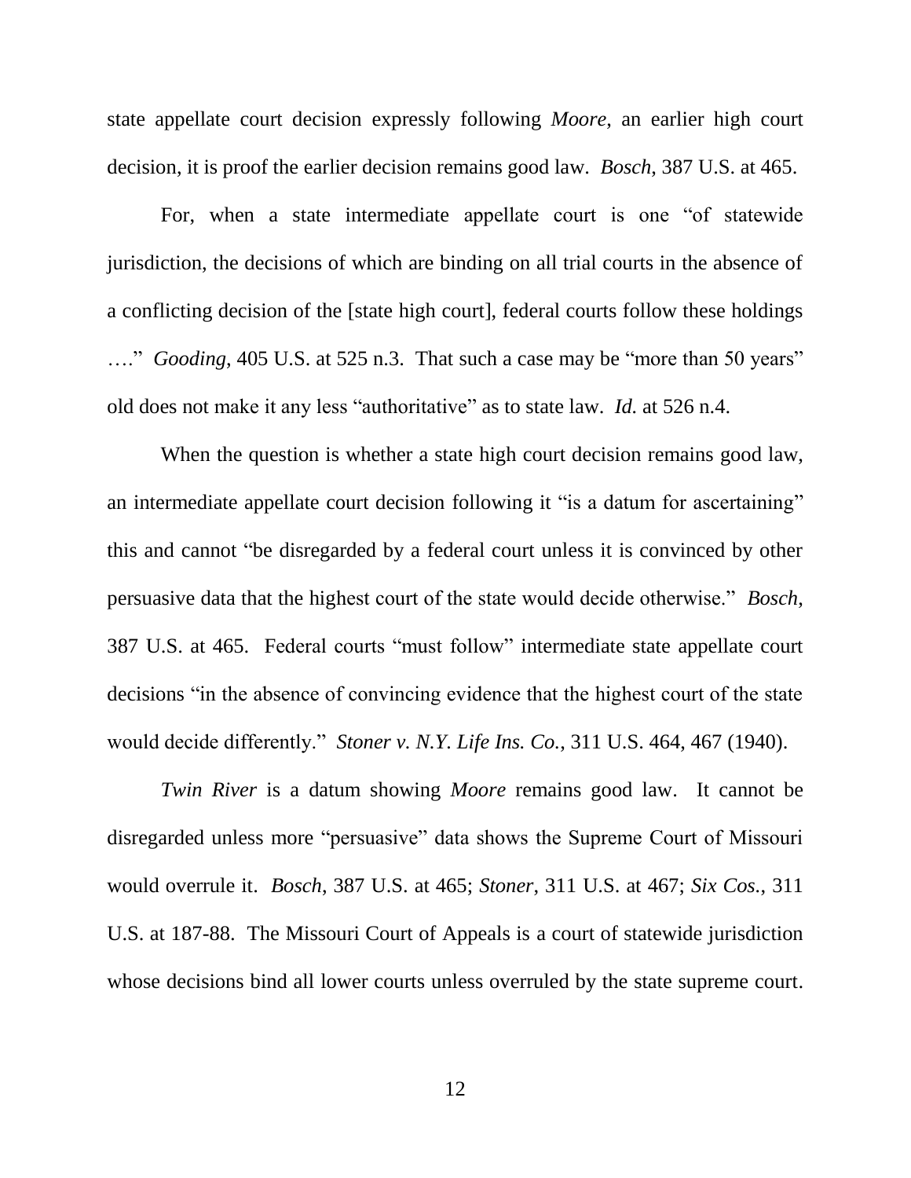state appellate court decision expressly following *Moore*, an earlier high court decision, it is proof the earlier decision remains good law. *Bosch*, 387 U.S. at 465.

For, when a state intermediate appellate court is one "of statewide jurisdiction, the decisions of which are binding on all trial courts in the absence of a conflicting decision of the [state high court], federal courts follow these holdings …." *Gooding*, 405 U.S. at 525 n.3. That such a case may be "more than 50 years" old does not make it any less "authoritative" as to state law. *Id.* at 526 n.4.

When the question is whether a state high court decision remains good law, an intermediate appellate court decision following it "is a datum for ascertaining" this and cannot "be disregarded by a federal court unless it is convinced by other persuasive data that the highest court of the state would decide otherwise." *Bosch*, 387 U.S. at 465. Federal courts "must follow" intermediate state appellate court decisions "in the absence of convincing evidence that the highest court of the state would decide differently." *Stoner v. N.Y. Life Ins. Co.*, 311 U.S. 464, 467 (1940).

*Twin River* is a datum showing *Moore* remains good law. It cannot be disregarded unless more "persuasive" data shows the Supreme Court of Missouri would overrule it. *Bosch*, 387 U.S. at 465; *Stoner*, 311 U.S. at 467; *Six Cos.*, 311 U.S. at 187-88. The Missouri Court of Appeals is a court of statewide jurisdiction whose decisions bind all lower courts unless overruled by the state supreme court.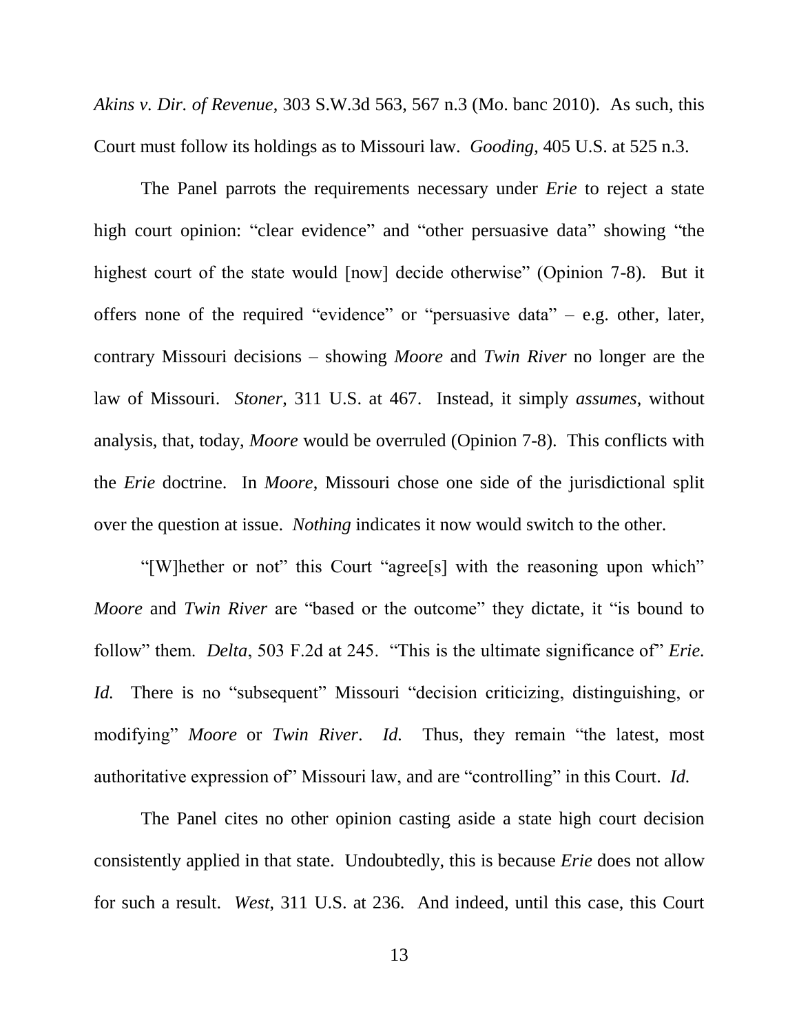*Akins v. Dir. of Revenue*, 303 S.W.3d 563, 567 n.3 (Mo. banc 2010). As such, this Court must follow its holdings as to Missouri law. *Gooding*, 405 U.S. at 525 n.3.

The Panel parrots the requirements necessary under *Erie* to reject a state high court opinion: "clear evidence" and "other persuasive data" showing "the highest court of the state would [now] decide otherwise" (Opinion 7-8). But it offers none of the required "evidence" or "persuasive data" – e.g. other, later, contrary Missouri decisions – showing *Moore* and *Twin River* no longer are the law of Missouri. *Stoner*, 311 U.S. at 467. Instead, it simply *assumes*, without analysis, that, today, *Moore* would be overruled (Opinion 7-8). This conflicts with the *Erie* doctrine. In *Moore*, Missouri chose one side of the jurisdictional split over the question at issue. *Nothing* indicates it now would switch to the other.

"[W]hether or not" this Court "agree[s] with the reasoning upon which" *Moore* and *Twin River* are "based or the outcome" they dictate, it "is bound to follow" them. *Delta*, 503 F.2d at 245. "This is the ultimate significance of" *Erie*. *Id.* There is no "subsequent" Missouri "decision criticizing, distinguishing, or modifying" *Moore* or *Twin River*. *Id.* Thus, they remain "the latest, most authoritative expression of" Missouri law, and are "controlling" in this Court. *Id.*

The Panel cites no other opinion casting aside a state high court decision consistently applied in that state. Undoubtedly, this is because *Erie* does not allow for such a result. *West*, 311 U.S. at 236. And indeed, until this case, this Court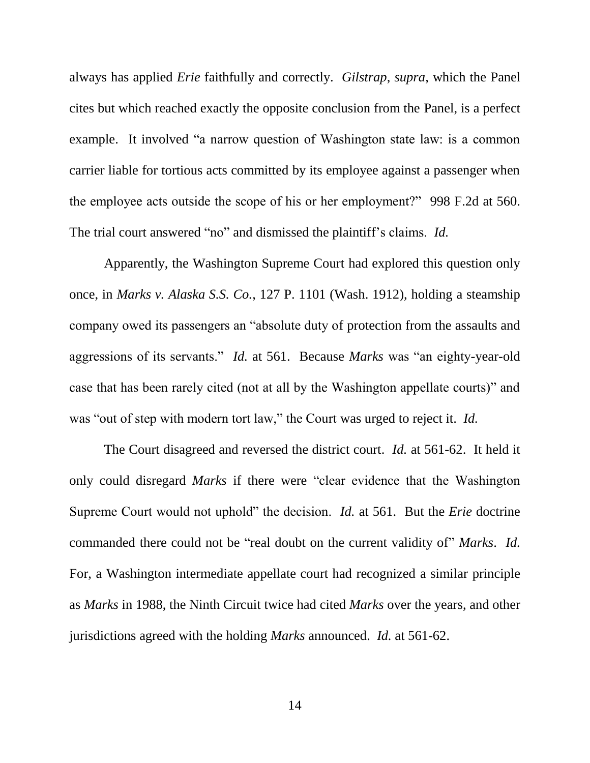always has applied *Erie* faithfully and correctly. *Gilstrap*, *supra*, which the Panel cites but which reached exactly the opposite conclusion from the Panel, is a perfect example. It involved "a narrow question of Washington state law: is a common carrier liable for tortious acts committed by its employee against a passenger when the employee acts outside the scope of his or her employment?" 998 F.2d at 560. The trial court answered "no" and dismissed the plaintiff's claims. *Id.*

Apparently, the Washington Supreme Court had explored this question only once, in *Marks v. Alaska S.S. Co.*, 127 P. 1101 (Wash. 1912), holding a steamship company owed its passengers an "absolute duty of protection from the assaults and aggressions of its servants." *Id.* at 561. Because *Marks* was "an eighty-year-old case that has been rarely cited (not at all by the Washington appellate courts)" and was "out of step with modern tort law," the Court was urged to reject it. *Id.*

The Court disagreed and reversed the district court. *Id.* at 561-62. It held it only could disregard *Marks* if there were "clear evidence that the Washington Supreme Court would not uphold" the decision. *Id.* at 561. But the *Erie* doctrine commanded there could not be "real doubt on the current validity of" *Marks*. *Id.* For, a Washington intermediate appellate court had recognized a similar principle as *Marks* in 1988, the Ninth Circuit twice had cited *Marks* over the years, and other jurisdictions agreed with the holding *Marks* announced. *Id.* at 561-62.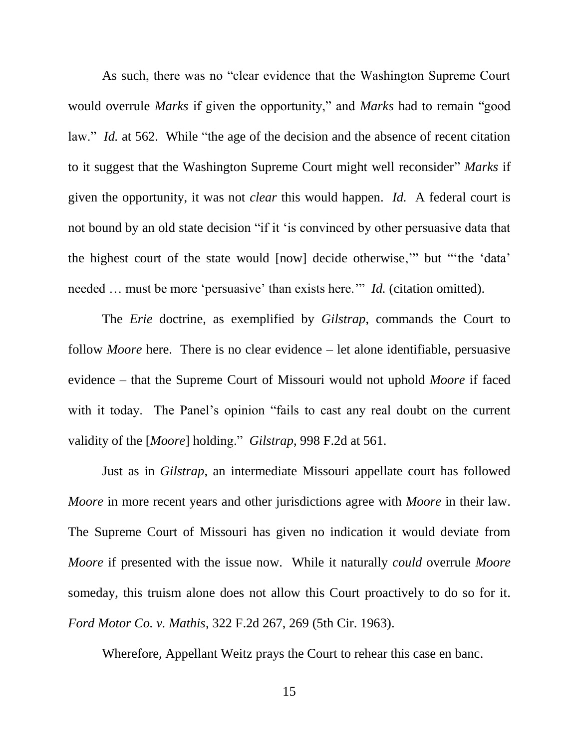As such, there was no "clear evidence that the Washington Supreme Court would overrule *Marks* if given the opportunity," and *Marks* had to remain "good law." *Id.* at 562. While "the age of the decision and the absence of recent citation to it suggest that the Washington Supreme Court might well reconsider" *Marks* if given the opportunity, it was not *clear* this would happen. *Id.* A federal court is not bound by an old state decision "if it 'is convinced by other persuasive data that the highest court of the state would [now] decide otherwise,'" but "'the 'data' needed … must be more 'persuasive' than exists here.'" *Id.* (citation omitted).

The *Erie* doctrine, as exemplified by *Gilstrap*, commands the Court to follow *Moore* here. There is no clear evidence – let alone identifiable, persuasive evidence – that the Supreme Court of Missouri would not uphold *Moore* if faced with it today. The Panel's opinion "fails to cast any real doubt on the current validity of the [*Moore*] holding." *Gilstrap*, 998 F.2d at 561.

Just as in *Gilstrap*, an intermediate Missouri appellate court has followed *Moore* in more recent years and other jurisdictions agree with *Moore* in their law. The Supreme Court of Missouri has given no indication it would deviate from *Moore* if presented with the issue now. While it naturally *could* overrule *Moore* someday, this truism alone does not allow this Court proactively to do so for it. *Ford Motor Co. v. Mathis*, 322 F.2d 267, 269 (5th Cir. 1963).

Wherefore, Appellant Weitz prays the Court to rehear this case en banc.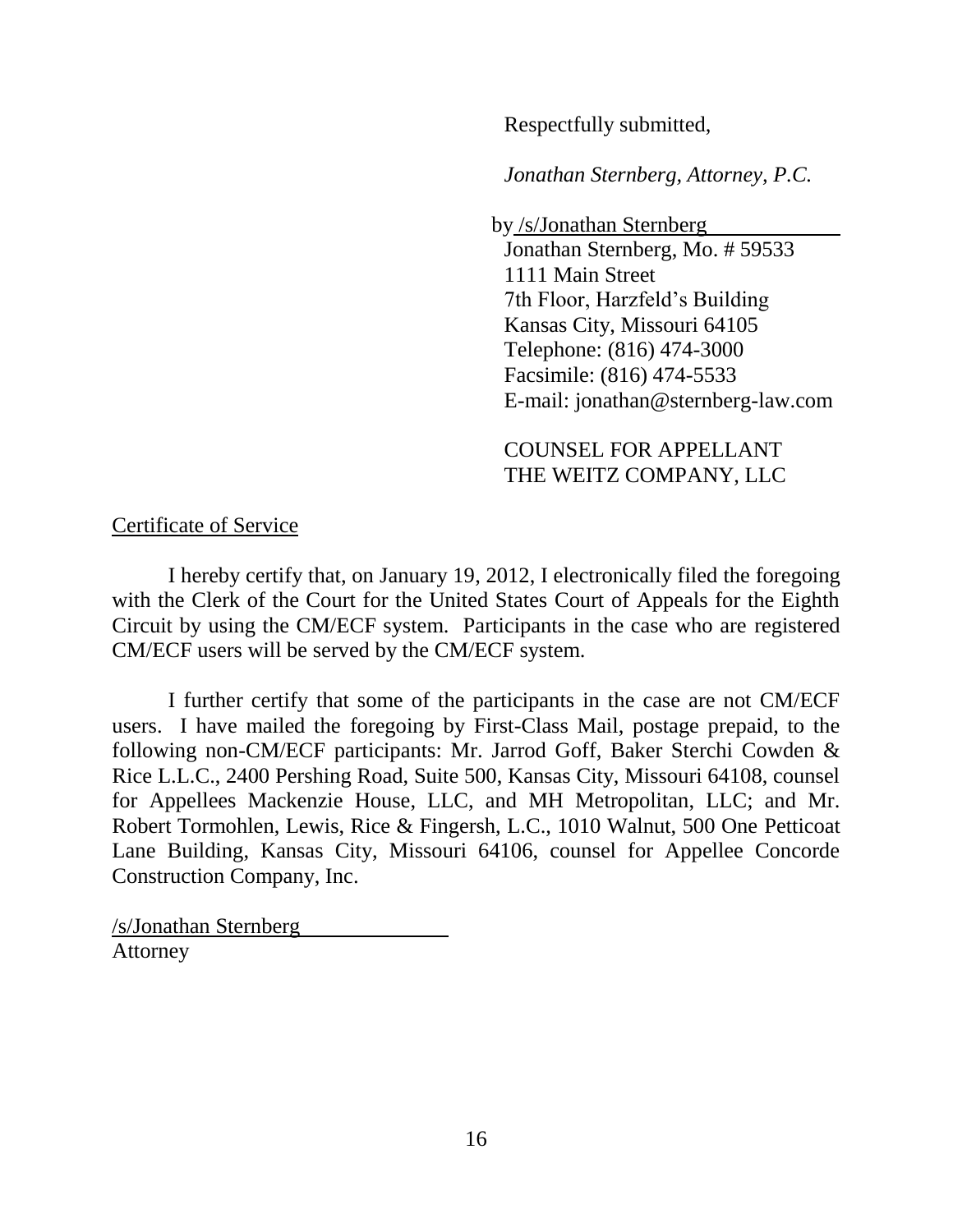Respectfully submitted,

*Jonathan Sternberg, Attorney, P.C.*

by /s/Jonathan Sternberg
Jonathan Sternberg, Mo. # 59533
1111 Main Street
7th Floor, Harzfeld's Building
Kansas City, Missouri 64105
Telephone: (816) 474-3000
Facsimile: (816) 474-5533
E-mail: jonathan@sternberg-law.com

COUNSEL FOR APPELLANT
THE WEITZ COMPANY, LLC

Certificate of Service

I hereby certify that, on January 19, 2012, I electronically filed the foregoing with the Clerk of the Court for the United States Court of Appeals for the Eighth Circuit by using the CM/ECF system. Participants in the case who are registered CM/ECF users will be served by the CM/ECF system.

I further certify that some of the participants in the case are not CM/ECF users. I have mailed the foregoing by First-Class Mail, postage prepaid, to the following non-CM/ECF participants: Mr. Jarrod Goff, Baker Sterchi Cowden & Rice L.L.C., 2400 Pershing Road, Suite 500, Kansas City, Missouri 64108, counsel for Appellees Mackenzie House, LLC, and MH Metropolitan, LLC; and Mr. Robert Tormohlen, Lewis, Rice & Fingersh, L.C., 1010 Walnut, 500 One Petticoat Lane Building, Kansas City, Missouri 64106, counsel for Appellee Concorde Construction Company, Inc.

/s/Jonathan Sternberg
Attorney